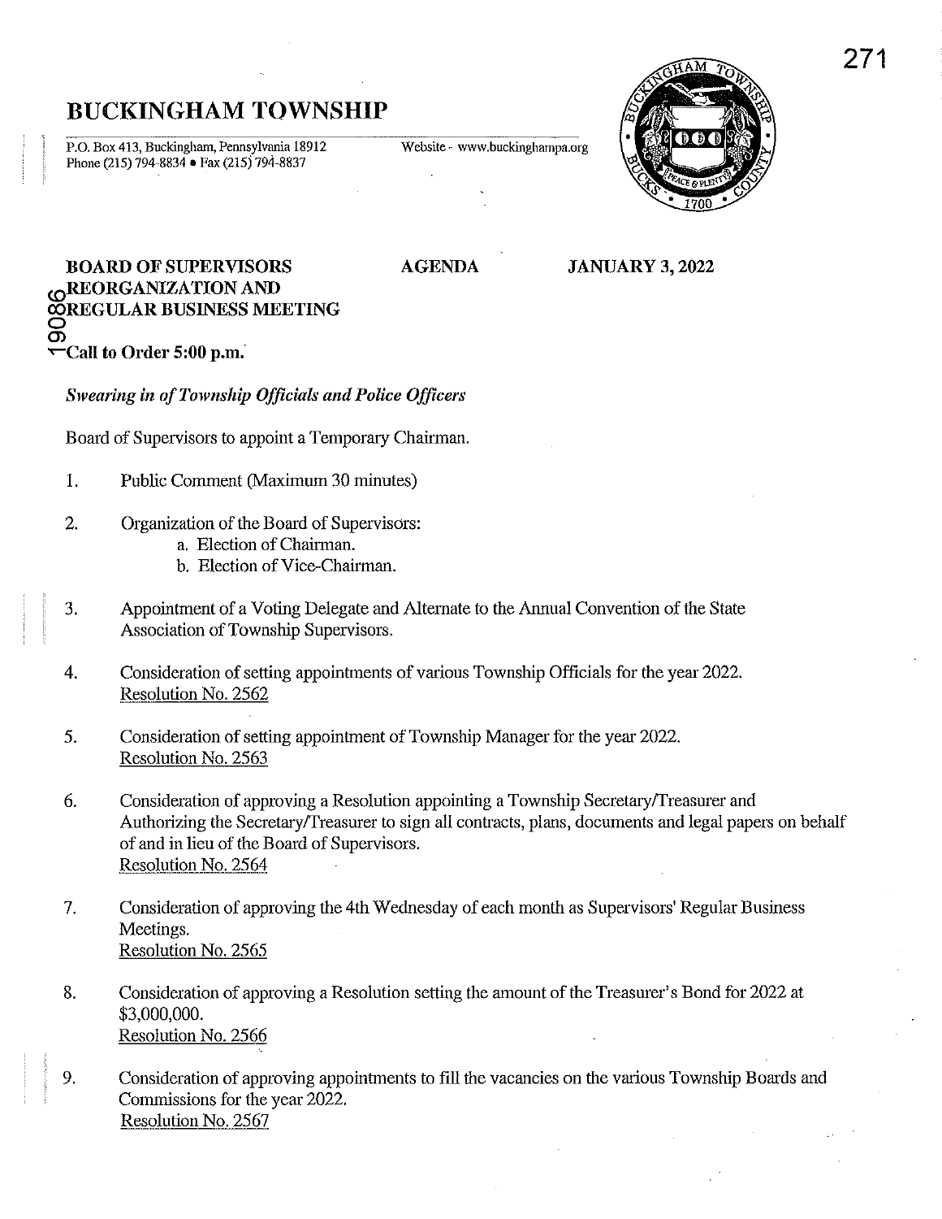# BUCKINGHAM TOWNSHIP

P.O. Box 413, Buckingham, Pennsylvania 18912
Phone (215) 794-8834 • Fax (215) 794-8837

Website - www.buckinghampa.org

**BOARD OF SUPERVISORS REORGANIZATION AND REGULAR BUSINESS MEETING** **AGENDA** **JANUARY 3, 2022**

**Call to Order 5:00 p.m.**

***Swearing in of Township Officials and Police Officers***

Board of Supervisors to appoint a Temporary Chairman.

1. Public Comment (Maximum 30 minutes)

2. Organization of the Board of Supervisors:
   a. Election of Chairman.
   b. Election of Vice-Chairman.

3. Appointment of a Voting Delegate and Alternate to the Annual Convention of the State Association of Township Supervisors.

4. Consideration of setting appointments of various Township Officials for the year 2022.
   Resolution No. 2562

5. Consideration of setting appointment of Township Manager for the year 2022.
   Resolution No. 2563

6. Consideration of approving a Resolution appointing a Township Secretary/Treasurer and Authorizing the Secretary/Treasurer to sign all contracts, plans, documents and legal papers on behalf of and in lieu of the Board of Supervisors.
   Resolution No. 2564

7. Consideration of approving the 4th Wednesday of each month as Supervisors' Regular Business Meetings.
   Resolution No. 2565

8. Consideration of approving a Resolution setting the amount of the Treasurer's Bond for 2022 at $3,000,000.
   Resolution No. 2566

9. Consideration of approving appointments to fill the vacancies on the various Township Boards and Commissions for the year 2022.
   Resolution No. 2567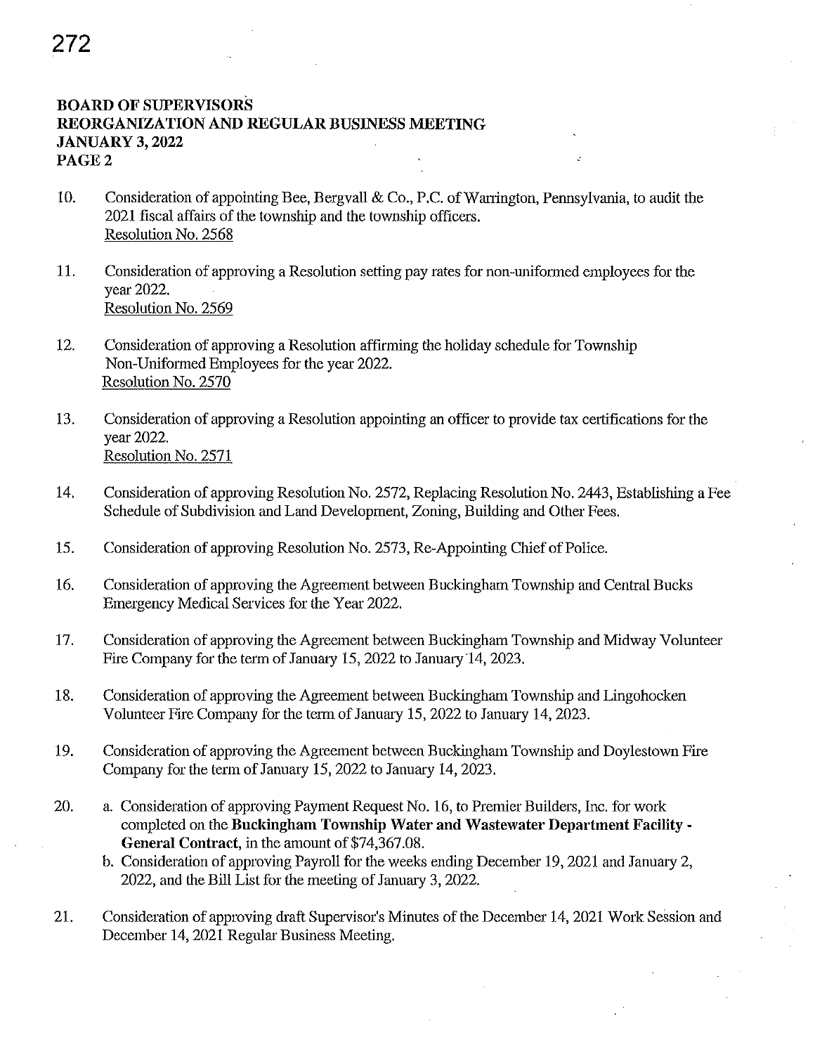**BOARD OF SUPERVISORS**
**REORGANIZATION AND REGULAR BUSINESS MEETING**
**JANUARY 3, 2022**
**PAGE 2**

10. Consideration of appointing Bee, Bergvall & Co., P.C. of Warrington, Pennsylvania, to audit the 2021 fiscal affairs of the township and the township officers.
    Resolution No. 2568

11. Consideration of approving a Resolution setting pay rates for non-uniformed employees for the year 2022.
    Resolution No. 2569

12. Consideration of approving a Resolution affirming the holiday schedule for Township Non-Uniformed Employees for the year 2022.
    Resolution No. 2570

13. Consideration of approving a Resolution appointing an officer to provide tax certifications for the year 2022.
    Resolution No. 2571

14. Consideration of approving Resolution No. 2572, Replacing Resolution No. 2443, Establishing a Fee Schedule of Subdivision and Land Development, Zoning, Building and Other Fees.

15. Consideration of approving Resolution No. 2573, Re-Appointing Chief of Police.

16. Consideration of approving the Agreement between Buckingham Township and Central Bucks Emergency Medical Services for the Year 2022.

17. Consideration of approving the Agreement between Buckingham Township and Midway Volunteer Fire Company for the term of January 15, 2022 to January 14, 2023.

18. Consideration of approving the Agreement between Buckingham Township and Lingohocken Volunteer Fire Company for the term of January 15, 2022 to January 14, 2023.

19. Consideration of approving the Agreement between Buckingham Township and Doylestown Fire Company for the term of January 15, 2022 to January 14, 2023.

20. a. Consideration of approving Payment Request No. 16, to Premier Builders, Inc. for work completed on the **Buckingham Township Water and Wastewater Department Facility - General Contract**, in the amount of $74,367.08.
    b. Consideration of approving Payroll for the weeks ending December 19, 2021 and January 2, 2022, and the Bill List for the meeting of January 3, 2022.

21. Consideration of approving draft Supervisor's Minutes of the December 14, 2021 Work Session and December 14, 2021 Regular Business Meeting.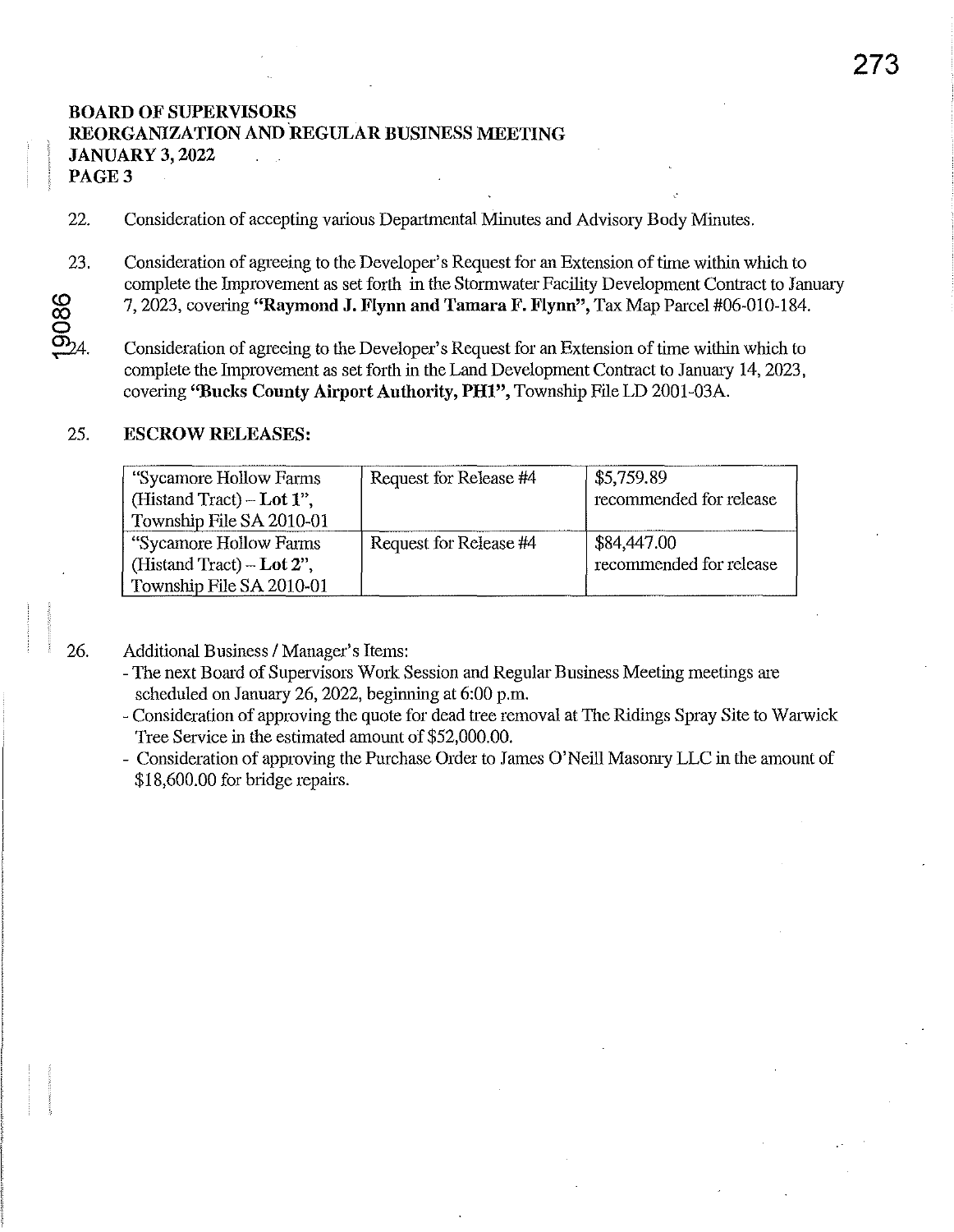**BOARD OF SUPERVISORS**
**REORGANIZATION AND REGULAR BUSINESS MEETING**
**JANUARY 3, 2022**
**PAGE 3**

22. Consideration of accepting various Departmental Minutes and Advisory Body Minutes.

23. Consideration of agreeing to the Developer's Request for an Extension of time within which to complete the Improvement as set forth in the Stormwater Facility Development Contract to January 7, 2023, covering **"Raymond J. Flynn and Tamara F. Flynn"**, Tax Map Parcel #06-010-184.

24. Consideration of agreeing to the Developer's Request for an Extension of time within which to complete the Improvement as set forth in the Land Development Contract to January 14, 2023, covering **"Bucks County Airport Authority, PH1"**, Township File LD 2001-03A.

25. **ESCROW RELEASES:**

| | | |
|---|---|---|
| "Sycamore Hollow Farms (Histand Tract) – **Lot 1**", Township File SA 2010-01 | Request for Release #4 | $5,759.89 recommended for release |
| "Sycamore Hollow Farms (Histand Tract) – **Lot 2**", Township File SA 2010-01 | Request for Release #4 | $84,447.00 recommended for release |

26. Additional Business / Manager's Items:
    - The next Board of Supervisors Work Session and Regular Business Meeting meetings are scheduled on January 26, 2022, beginning at 6:00 p.m.
    - Consideration of approving the quote for dead tree removal at The Ridings Spray Site to Warwick Tree Service in the estimated amount of $52,000.00.
    - Consideration of approving the Purchase Order to James O'Neill Masonry LLC in the amount of $18,600.00 for bridge repairs.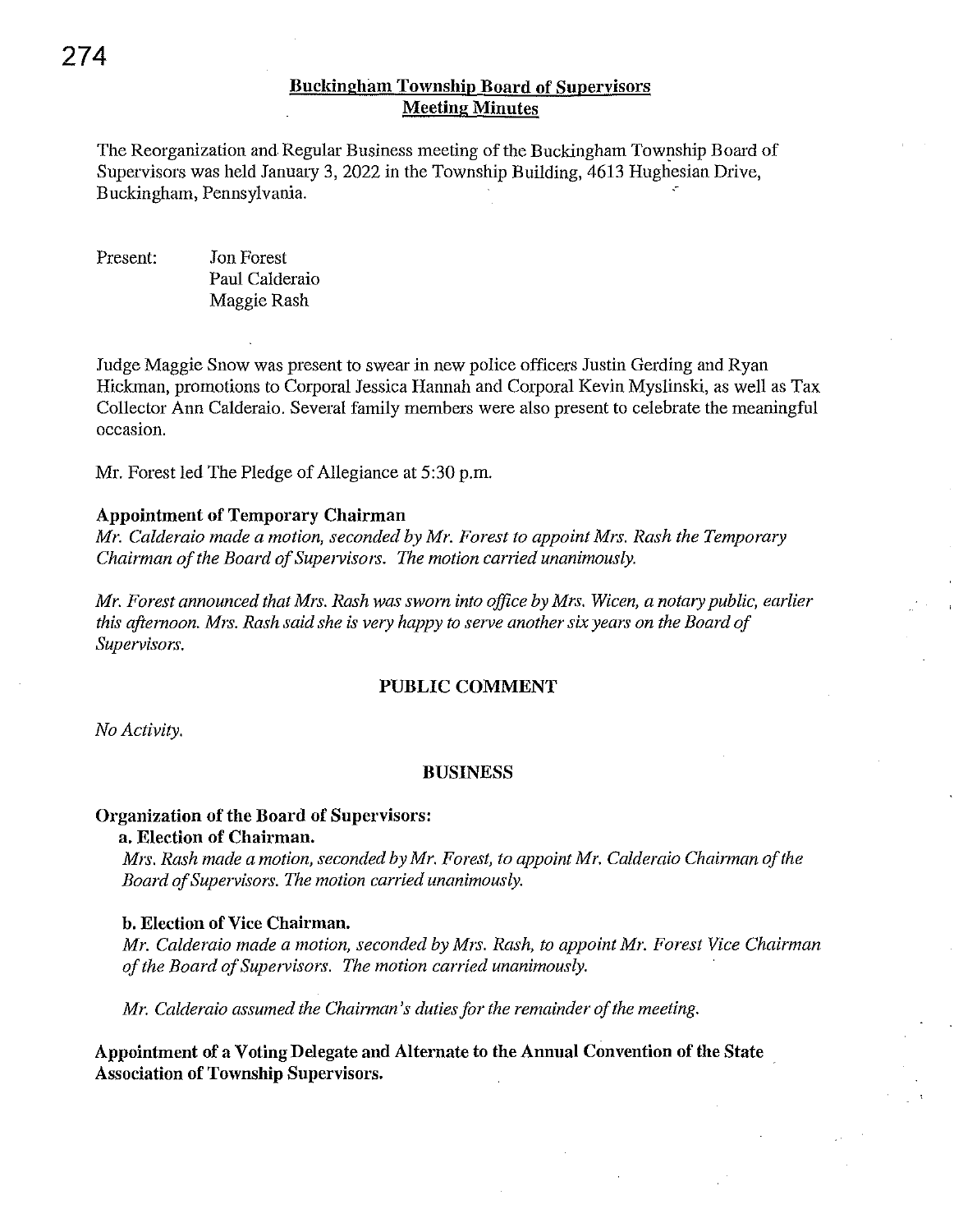# Buckingham Township Board of Supervisors Meeting Minutes

The Reorganization and Regular Business meeting of the Buckingham Township Board of Supervisors was held January 3, 2022 in the Township Building, 4613 Hughesian Drive, Buckingham, Pennsylvania.

Present: Jon Forest
Paul Calderaio
Maggie Rash

Judge Maggie Snow was present to swear in new police officers Justin Gerding and Ryan Hickman, promotions to Corporal Jessica Hannah and Corporal Kevin Myslinski, as well as Tax Collector Ann Calderaio. Several family members were also present to celebrate the meaningful occasion.

Mr. Forest led The Pledge of Allegiance at 5:30 p.m.

**Appointment of Temporary Chairman**

*Mr. Calderaio made a motion, seconded by Mr. Forest to appoint Mrs. Rash the Temporary Chairman of the Board of Supervisors. The motion carried unanimously.*

*Mr. Forest announced that Mrs. Rash was sworn into office by Mrs. Wicen, a notary public, earlier this afternoon. Mrs. Rash said she is very happy to serve another six years on the Board of Supervisors.*

## PUBLIC COMMENT

*No Activity.*

## BUSINESS

**Organization of the Board of Supervisors:**

**a. Election of Chairman.**

*Mrs. Rash made a motion, seconded by Mr. Forest, to appoint Mr. Calderaio Chairman of the Board of Supervisors. The motion carried unanimously.*

**b. Election of Vice Chairman.**

*Mr. Calderaio made a motion, seconded by Mrs. Rash, to appoint Mr. Forest Vice Chairman of the Board of Supervisors. The motion carried unanimously.*

*Mr. Calderaio assumed the Chairman's duties for the remainder of the meeting.*

**Appointment of a Voting Delegate and Alternate to the Annual Convention of the State Association of Township Supervisors.**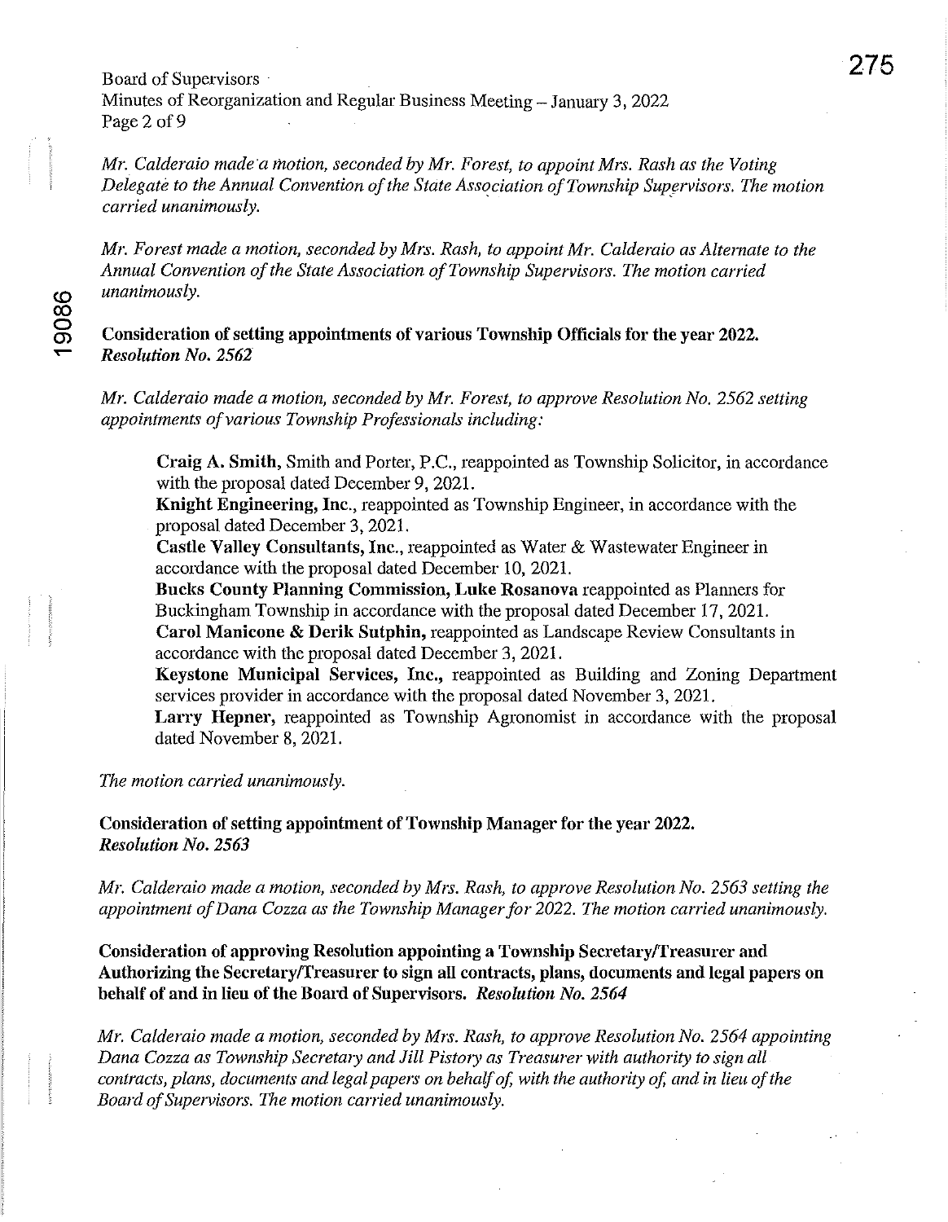*Mr. Calderaio made a motion, seconded by Mr. Forest, to appoint Mrs. Rash as the Voting Delegate to the Annual Convention of the State Association of Township Supervisors. The motion carried unanimously.*

*Mr. Forest made a motion, seconded by Mrs. Rash, to appoint Mr. Calderaio as Alternate to the Annual Convention of the State Association of Township Supervisors. The motion carried unanimously.*

**Consideration of setting appointments of various Township Officials for the year 2022.**
***Resolution No. 2562***

*Mr. Calderaio made a motion, seconded by Mr. Forest, to approve Resolution No. 2562 setting appointments of various Township Professionals including:*

> **Craig A. Smith**, Smith and Porter, P.C., reappointed as Township Solicitor, in accordance with the proposal dated December 9, 2021.
> **Knight Engineering, Inc.**, reappointed as Township Engineer, in accordance with the proposal dated December 3, 2021.
> **Castle Valley Consultants, Inc.**, reappointed as Water & Wastewater Engineer in accordance with the proposal dated December 10, 2021.
> **Bucks County Planning Commission, Luke Rosanova** reappointed as Planners for Buckingham Township in accordance with the proposal dated December 17, 2021.
> **Carol Manicone & Derik Sutphin,** reappointed as Landscape Review Consultants in accordance with the proposal dated December 3, 2021.
> **Keystone Municipal Services, Inc.,** reappointed as Building and Zoning Department services provider in accordance with the proposal dated November 3, 2021.
> **Larry Hepner,** reappointed as Township Agronomist in accordance with the proposal dated November 8, 2021.

*The motion carried unanimously.*

**Consideration of setting appointment of Township Manager for the year 2022.**
***Resolution No. 2563***

*Mr. Calderaio made a motion, seconded by Mrs. Rash, to approve Resolution No. 2563 setting the appointment of Dana Cozza as the Township Manager for 2022. The motion carried unanimously.*

**Consideration of approving Resolution appointing a Township Secretary/Treasurer and Authorizing the Secretary/Treasurer to sign all contracts, plans, documents and legal papers on behalf of and in lieu of the Board of Supervisors.** ***Resolution No. 2564***

*Mr. Calderaio made a motion, seconded by Mrs. Rash, to approve Resolution No. 2564 appointing Dana Cozza as Township Secretary and Jill Pistory as Treasurer with authority to sign all contracts, plans, documents and legal papers on behalf of, with the authority of, and in lieu of the Board of Supervisors. The motion carried unanimously.*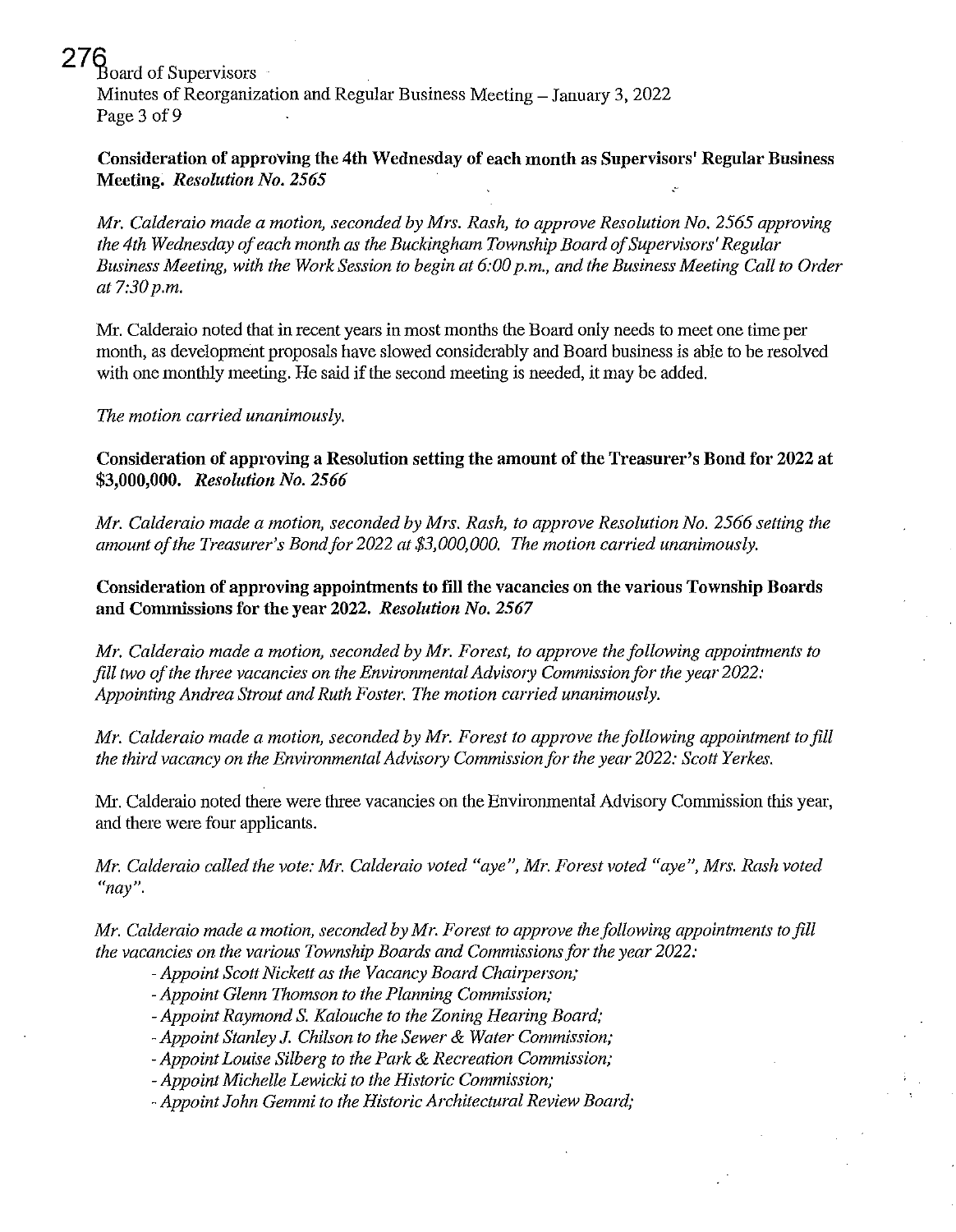**Consideration of approving the 4th Wednesday of each month as Supervisors' Regular Business Meeting.** ***Resolution No. 2565***

*Mr. Calderaio made a motion, seconded by Mrs. Rash, to approve Resolution No. 2565 approving the 4th Wednesday of each month as the Buckingham Township Board of Supervisors' Regular Business Meeting, with the Work Session to begin at 6:00 p.m., and the Business Meeting Call to Order at 7:30 p.m.*

Mr. Calderaio noted that in recent years in most months the Board only needs to meet one time per month, as development proposals have slowed considerably and Board business is able to be resolved with one monthly meeting. He said if the second meeting is needed, it may be added.

*The motion carried unanimously.*

**Consideration of approving a Resolution setting the amount of the Treasurer's Bond for 2022 at $3,000,000.** ***Resolution No. 2566***

*Mr. Calderaio made a motion, seconded by Mrs. Rash, to approve Resolution No. 2566 setting the amount of the Treasurer's Bond for 2022 at $3,000,000. The motion carried unanimously.*

**Consideration of approving appointments to fill the vacancies on the various Township Boards and Commissions for the year 2022.** ***Resolution No. 2567***

*Mr. Calderaio made a motion, seconded by Mr. Forest, to approve the following appointments to fill two of the three vacancies on the Environmental Advisory Commission for the year 2022: Appointing Andrea Strout and Ruth Foster. The motion carried unanimously.*

*Mr. Calderaio made a motion, seconded by Mr. Forest to approve the following appointment to fill the third vacancy on the Environmental Advisory Commission for the year 2022: Scott Yerkes.*

Mr. Calderaio noted there were three vacancies on the Environmental Advisory Commission this year, and there were four applicants.

*Mr. Calderaio called the vote: Mr. Calderaio voted "aye", Mr. Forest voted "aye", Mrs. Rash voted "nay".*

*Mr. Calderaio made a motion, seconded by Mr. Forest to approve the following appointments to fill the vacancies on the various Township Boards and Commissions for the year 2022:*

- *Appoint Scott Nickett as the Vacancy Board Chairperson;*
- *Appoint Glenn Thomson to the Planning Commission;*
- *Appoint Raymond S. Kalouche to the Zoning Hearing Board;*
- *Appoint Stanley J. Chilson to the Sewer & Water Commission;*
- *Appoint Louise Silberg to the Park & Recreation Commission;*
- *Appoint Michelle Lewicki to the Historic Commission;*
- *Appoint John Gemmi to the Historic Architectural Review Board;*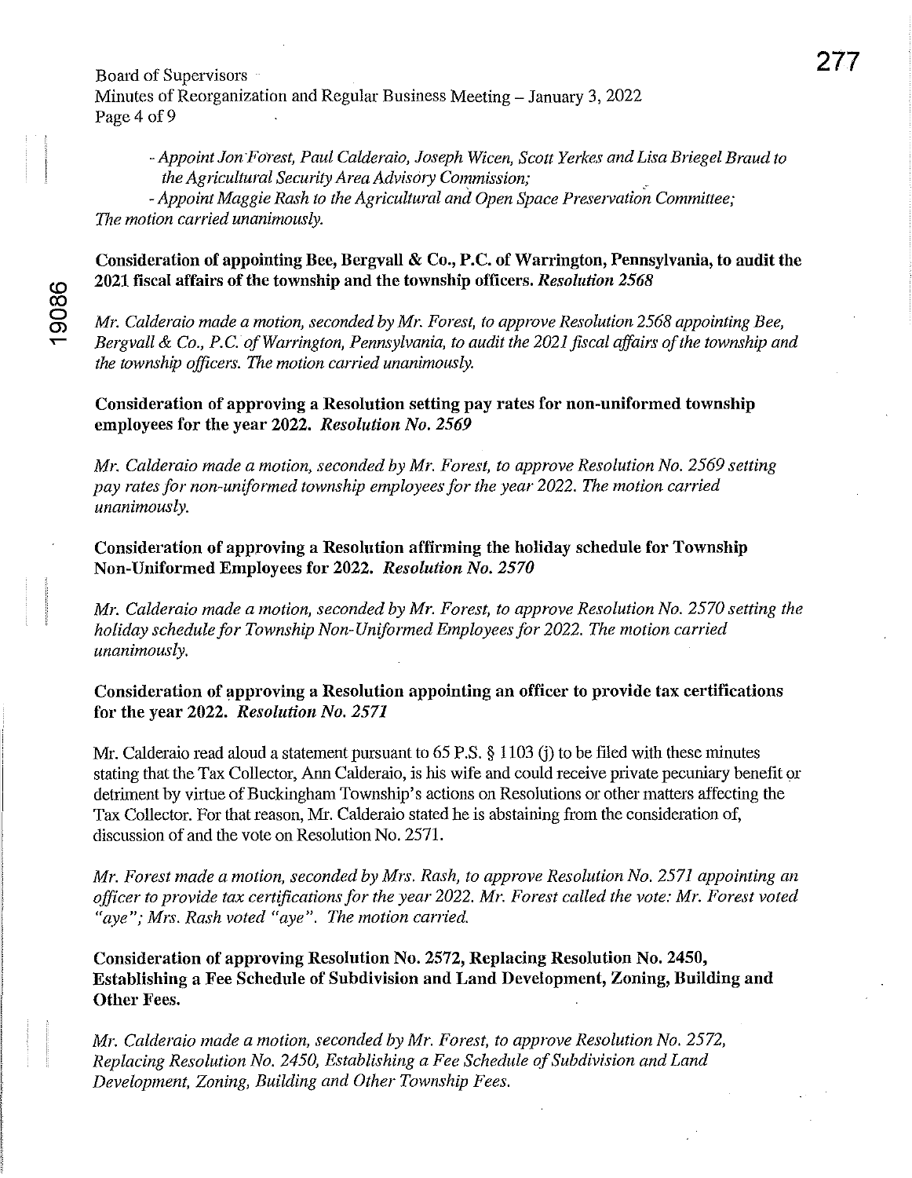- *Appoint Jon Forest, Paul Calderaio, Joseph Wicen, Scott Yerkes and Lisa Briegel Braud to the Agricultural Security Area Advisory Commission;*

- *Appoint Maggie Rash to the Agricultural and Open Space Preservation Committee;*

*The motion carried unanimously.*

**Consideration of appointing Bee, Bergvall & Co., P.C. of Warrington, Pennsylvania, to audit the 2021 fiscal affairs of the township and the township officers.** ***Resolution 2568***

*Mr. Calderaio made a motion, seconded by Mr. Forest, to approve Resolution 2568 appointing Bee, Bergvall & Co., P.C. of Warrington, Pennsylvania, to audit the 2021 fiscal affairs of the township and the township officers. The motion carried unanimously.*

**Consideration of approving a Resolution setting pay rates for non-uniformed township employees for the year 2022.** ***Resolution No. 2569***

*Mr. Calderaio made a motion, seconded by Mr. Forest, to approve Resolution No. 2569 setting pay rates for non-uniformed township employees for the year 2022. The motion carried unanimously.*

**Consideration of approving a Resolution affirming the holiday schedule for Township Non-Uniformed Employees for 2022.** ***Resolution No. 2570***

*Mr. Calderaio made a motion, seconded by Mr. Forest, to approve Resolution No. 2570 setting the holiday schedule for Township Non-Uniformed Employees for 2022. The motion carried unanimously.*

**Consideration of approving a Resolution appointing an officer to provide tax certifications for the year 2022.** ***Resolution No. 2571***

Mr. Calderaio read aloud a statement pursuant to 65 P.S. § 1103 (j) to be filed with these minutes stating that the Tax Collector, Ann Calderaio, is his wife and could receive private pecuniary benefit or detriment by virtue of Buckingham Township's actions on Resolutions or other matters affecting the Tax Collector. For that reason, Mr. Calderaio stated he is abstaining from the consideration of, discussion of and the vote on Resolution No. 2571.

*Mr. Forest made a motion, seconded by Mrs. Rash, to approve Resolution No. 2571 appointing an officer to provide tax certifications for the year 2022. Mr. Forest called the vote: Mr. Forest voted "aye"; Mrs. Rash voted "aye". The motion carried.*

**Consideration of approving Resolution No. 2572, Replacing Resolution No. 2450, Establishing a Fee Schedule of Subdivision and Land Development, Zoning, Building and Other Fees.**

*Mr. Calderaio made a motion, seconded by Mr. Forest, to approve Resolution No. 2572, Replacing Resolution No. 2450, Establishing a Fee Schedule of Subdivision and Land Development, Zoning, Building and Other Township Fees.*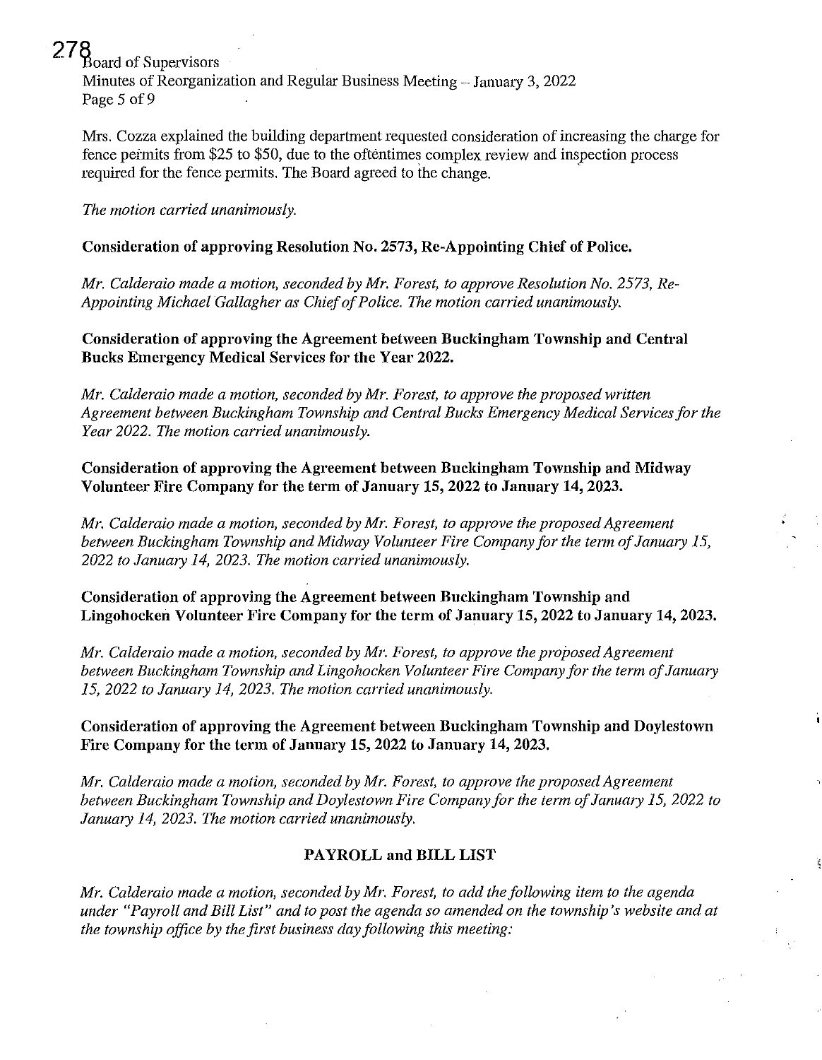Mrs. Cozza explained the building department requested consideration of increasing the charge for fence permits from $25 to $50, due to the oftentimes complex review and inspection process required for the fence permits. The Board agreed to the change.

*The motion carried unanimously.*

**Consideration of approving Resolution No. 2573, Re-Appointing Chief of Police.**

*Mr. Calderaio made a motion, seconded by Mr. Forest, to approve Resolution No. 2573, Re-Appointing Michael Gallagher as Chief of Police. The motion carried unanimously.*

**Consideration of approving the Agreement between Buckingham Township and Central Bucks Emergency Medical Services for the Year 2022.**

*Mr. Calderaio made a motion, seconded by Mr. Forest, to approve the proposed written Agreement between Buckingham Township and Central Bucks Emergency Medical Services for the Year 2022. The motion carried unanimously.*

**Consideration of approving the Agreement between Buckingham Township and Midway Volunteer Fire Company for the term of January 15, 2022 to January 14, 2023.**

*Mr. Calderaio made a motion, seconded by Mr. Forest, to approve the proposed Agreement between Buckingham Township and Midway Volunteer Fire Company for the term of January 15, 2022 to January 14, 2023. The motion carried unanimously.*

**Consideration of approving the Agreement between Buckingham Township and Lingohocken Volunteer Fire Company for the term of January 15, 2022 to January 14, 2023.**

*Mr. Calderaio made a motion, seconded by Mr. Forest, to approve the proposed Agreement between Buckingham Township and Lingohocken Volunteer Fire Company for the term of January 15, 2022 to January 14, 2023. The motion carried unanimously.*

**Consideration of approving the Agreement between Buckingham Township and Doylestown Fire Company for the term of January 15, 2022 to January 14, 2023.**

*Mr. Calderaio made a motion, seconded by Mr. Forest, to approve the proposed Agreement between Buckingham Township and Doylestown Fire Company for the term of January 15, 2022 to January 14, 2023. The motion carried unanimously.*

## PAYROLL and BILL LIST

*Mr. Calderaio made a motion, seconded by Mr. Forest, to add the following item to the agenda under "Payroll and Bill List" and to post the agenda so amended on the township's website and at the township office by the first business day following this meeting:*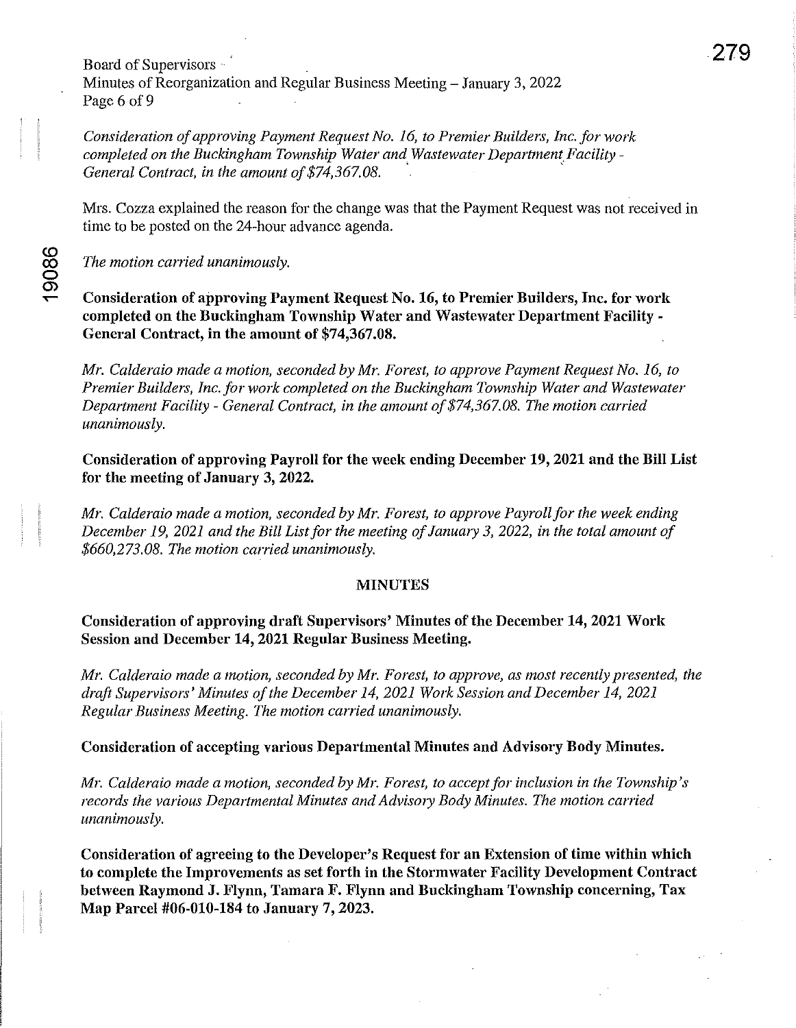*Consideration of approving Payment Request No. 16, to Premier Builders, Inc. for work completed on the Buckingham Township Water and Wastewater Department Facility - General Contract, in the amount of $74,367.08.*

Mrs. Cozza explained the reason for the change was that the Payment Request was not received in time to be posted on the 24-hour advance agenda.

*The motion carried unanimously.*

**Consideration of approving Payment Request No. 16, to Premier Builders, Inc. for work completed on the Buckingham Township Water and Wastewater Department Facility - General Contract, in the amount of $74,367.08.**

*Mr. Calderaio made a motion, seconded by Mr. Forest, to approve Payment Request No. 16, to Premier Builders, Inc. for work completed on the Buckingham Township Water and Wastewater Department Facility - General Contract, in the amount of $74,367.08. The motion carried unanimously.*

**Consideration of approving Payroll for the week ending December 19, 2021 and the Bill List for the meeting of January 3, 2022.**

*Mr. Calderaio made a motion, seconded by Mr. Forest, to approve Payroll for the week ending December 19, 2021 and the Bill List for the meeting of January 3, 2022, in the total amount of $660,273.08. The motion carried unanimously.*

## MINUTES

**Consideration of approving draft Supervisors' Minutes of the December 14, 2021 Work Session and December 14, 2021 Regular Business Meeting.**

*Mr. Calderaio made a motion, seconded by Mr. Forest, to approve, as most recently presented, the draft Supervisors' Minutes of the December 14, 2021 Work Session and December 14, 2021 Regular Business Meeting. The motion carried unanimously.*

**Consideration of accepting various Departmental Minutes and Advisory Body Minutes.**

*Mr. Calderaio made a motion, seconded by Mr. Forest, to accept for inclusion in the Township's records the various Departmental Minutes and Advisory Body Minutes. The motion carried unanimously.*

**Consideration of agreeing to the Developer's Request for an Extension of time within which to complete the Improvements as set forth in the Stormwater Facility Development Contract between Raymond J. Flynn, Tamara F. Flynn and Buckingham Township concerning, Tax Map Parcel #06-010-184 to January 7, 2023.**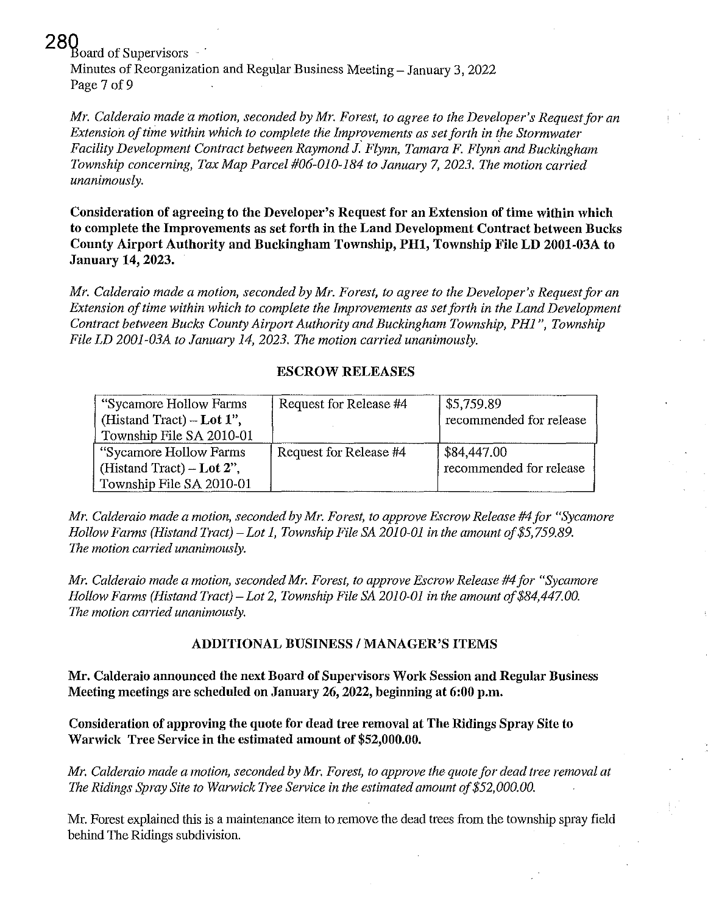*Mr. Calderaio made a motion, seconded by Mr. Forest, to agree to the Developer's Request for an Extension of time within which to complete the Improvements as set forth in the Stormwater Facility Development Contract between Raymond J. Flynn, Tamara F. Flynn and Buckingham Township concerning, Tax Map Parcel #06-010-184 to January 7, 2023. The motion carried unanimously.*

**Consideration of agreeing to the Developer's Request for an Extension of time within which to complete the Improvements as set forth in the Land Development Contract between Bucks County Airport Authority and Buckingham Township, PH1, Township File LD 2001-03A to January 14, 2023.**

*Mr. Calderaio made a motion, seconded by Mr. Forest, to agree to the Developer's Request for an Extension of time within which to complete the Improvements as set forth in the Land Development Contract between Bucks County Airport Authority and Buckingham Township, PH1", Township File LD 2001-03A to January 14, 2023. The motion carried unanimously.*

## ESCROW RELEASES

| | | |
|---|---|---|
| "Sycamore Hollow Farms (Histand Tract) – **Lot 1**", Township File SA 2010-01 | Request for Release #4 | $5,759.89 recommended for release |
| "Sycamore Hollow Farms (Histand Tract) – **Lot 2**", Township File SA 2010-01 | Request for Release #4 | $84,447.00 recommended for release |

*Mr. Calderaio made a motion, seconded by Mr. Forest, to approve Escrow Release #4 for "Sycamore Hollow Farms (Histand Tract) – Lot 1, Township File SA 2010-01 in the amount of $5,759.89. The motion carried unanimously.*

*Mr. Calderaio made a motion, seconded Mr. Forest, to approve Escrow Release #4 for "Sycamore Hollow Farms (Histand Tract) – Lot 2, Township File SA 2010-01 in the amount of $84,447.00. The motion carried unanimously.*

## ADDITIONAL BUSINESS / MANAGER'S ITEMS

**Mr. Calderaio announced the next Board of Supervisors Work Session and Regular Business Meeting meetings are scheduled on January 26, 2022, beginning at 6:00 p.m.**

**Consideration of approving the quote for dead tree removal at The Ridings Spray Site to Warwick Tree Service in the estimated amount of $52,000.00.**

*Mr. Calderaio made a motion, seconded by Mr. Forest, to approve the quote for dead tree removal at The Ridings Spray Site to Warwick Tree Service in the estimated amount of $52,000.00.*

Mr. Forest explained this is a maintenance item to remove the dead trees from the township spray field behind The Ridings subdivision.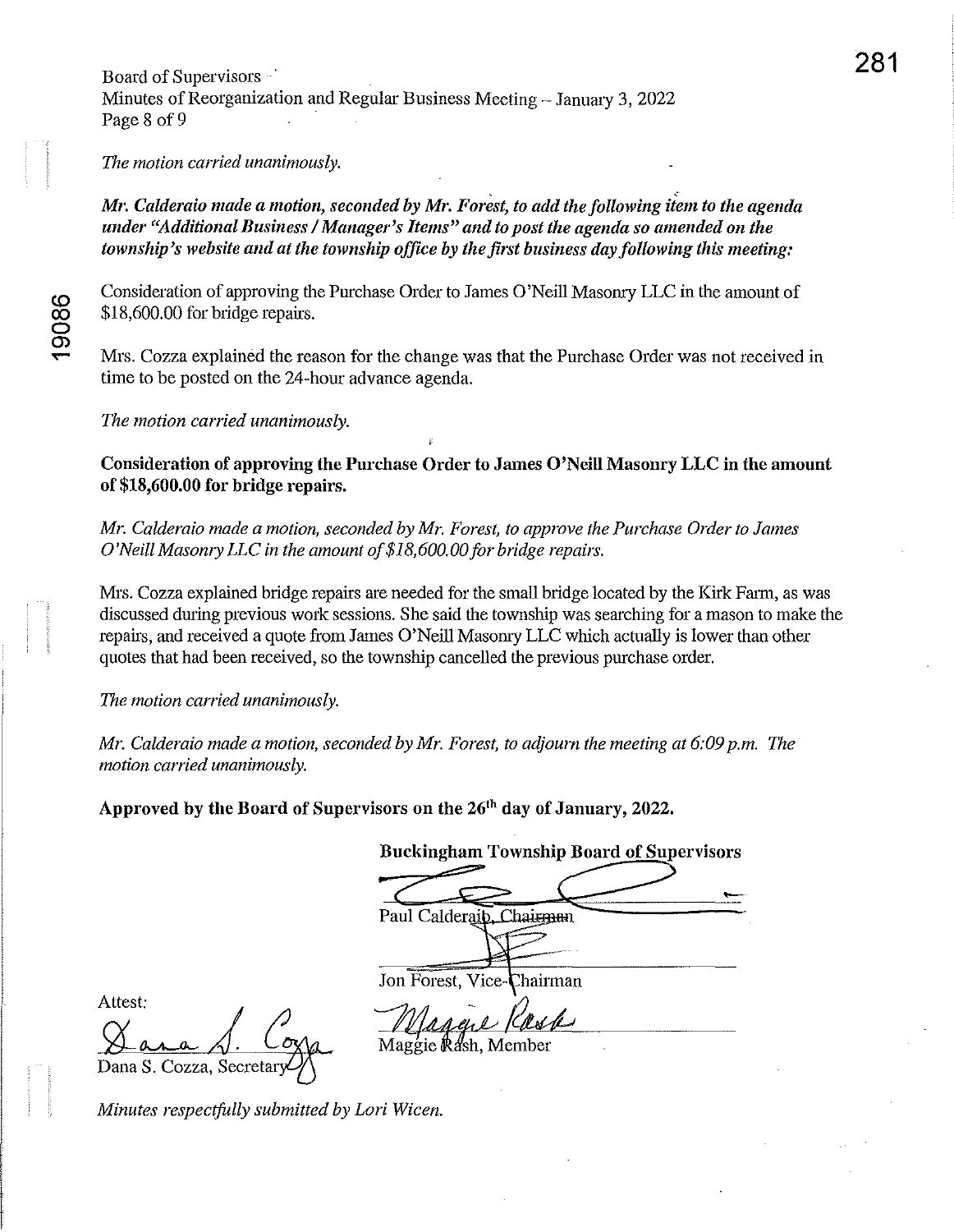*The motion carried unanimously.*

***Mr. Calderaio made a motion, seconded by Mr. Forest, to add the following item to the agenda under "Additional Business / Manager's Items" and to post the agenda so amended on the township's website and at the township office by the first business day following this meeting:***

Consideration of approving the Purchase Order to James O'Neill Masonry LLC in the amount of $18,600.00 for bridge repairs.

Mrs. Cozza explained the reason for the change was that the Purchase Order was not received in time to be posted on the 24-hour advance agenda.

*The motion carried unanimously.*

**Consideration of approving the Purchase Order to James O'Neill Masonry LLC in the amount of $18,600.00 for bridge repairs.**

*Mr. Calderaio made a motion, seconded by Mr. Forest, to approve the Purchase Order to James O'Neill Masonry LLC in the amount of $18,600.00 for bridge repairs.*

Mrs. Cozza explained bridge repairs are needed for the small bridge located by the Kirk Farm, as was discussed during previous work sessions. She said the township was searching for a mason to make the repairs, and received a quote from James O'Neill Masonry LLC which actually is lower than other quotes that had been received, so the township cancelled the previous purchase order.

*The motion carried unanimously.*

*Mr. Calderaio made a motion, seconded by Mr. Forest, to adjourn the meeting at 6:09 p.m. The motion carried unanimously.*

**Approved by the Board of Supervisors on the 26th day of January, 2022.**

**Buckingham Township Board of Supervisors**

Paul Calderaio, Chairman

Jon Forest, Vice-Chairman

Maggie Rash, Member

Attest:

Dana S. Cozza, Secretary

*Minutes respectfully submitted by Lori Wicen.*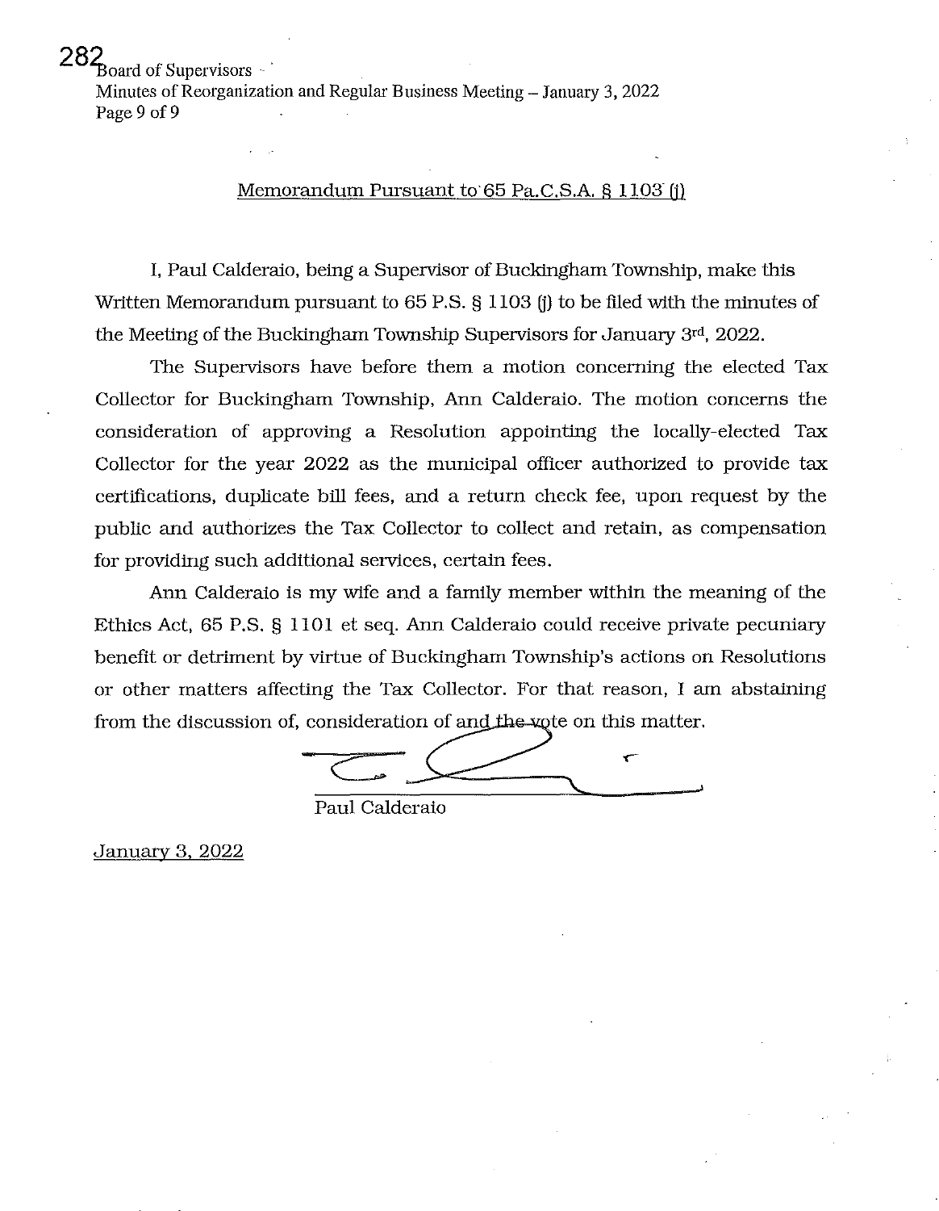Memorandum Pursuant to 65 Pa.C.S.A. § 1103 (j)

I, Paul Calderaio, being a Supervisor of Buckingham Township, make this Written Memorandum pursuant to 65 P.S. § 1103 (j) to be filed with the minutes of the Meeting of the Buckingham Township Supervisors for January 3rd, 2022.

The Supervisors have before them a motion concerning the elected Tax Collector for Buckingham Township, Ann Calderaio. The motion concerns the consideration of approving a Resolution appointing the locally-elected Tax Collector for the year 2022 as the municipal officer authorized to provide tax certifications, duplicate bill fees, and a return check fee, upon request by the public and authorizes the Tax Collector to collect and retain, as compensation for providing such additional services, certain fees.

Ann Calderaio is my wife and a family member within the meaning of the Ethics Act, 65 P.S. § 1101 et seq. Ann Calderaio could receive private pecuniary benefit or detriment by virtue of Buckingham Township's actions on Resolutions or other matters affecting the Tax Collector. For that reason, I am abstaining from the discussion of, consideration of and the vote on this matter.

Paul Calderaio

January 3, 2022